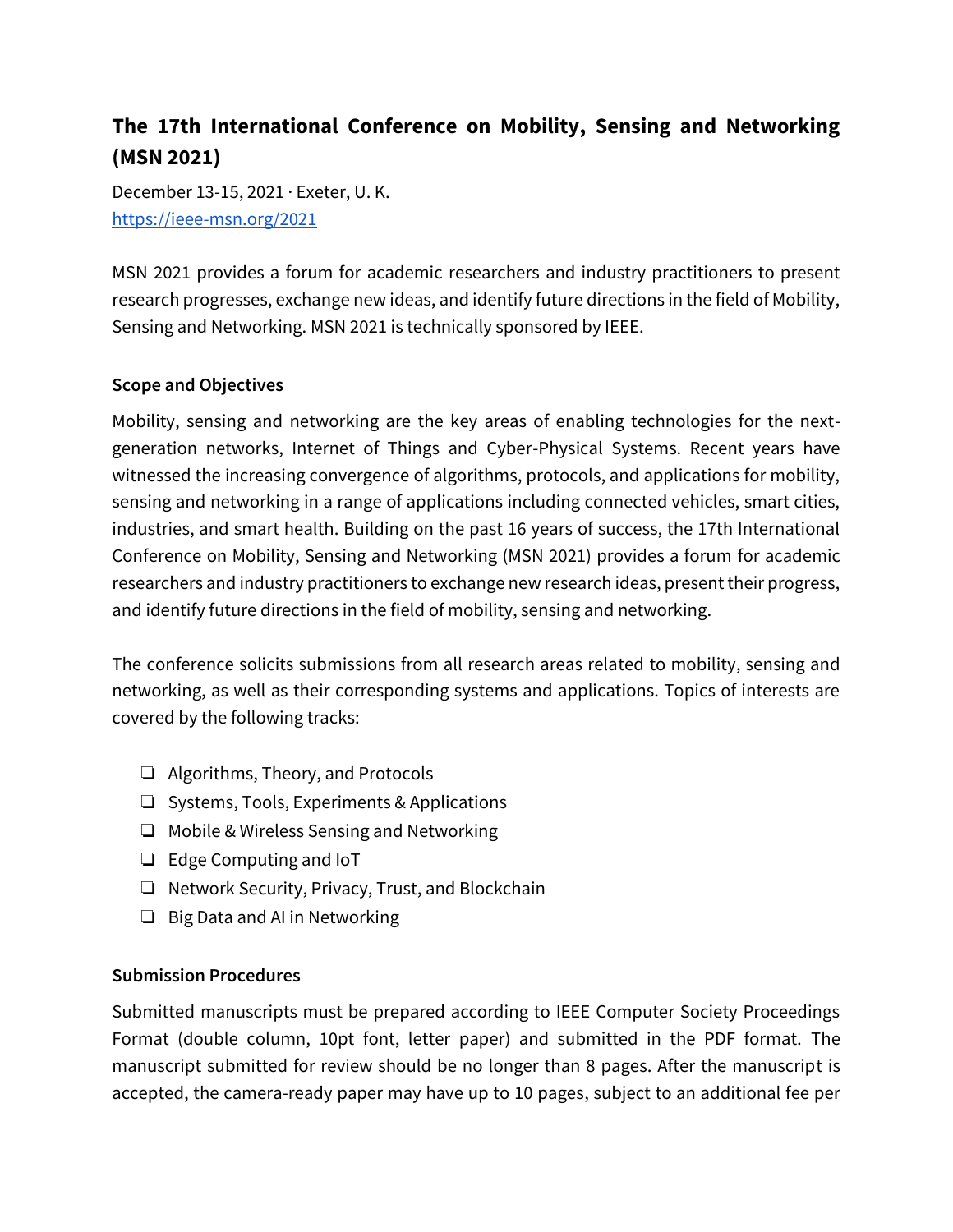# The 17th International Conference on Mobility, Sensing and Networking (MSN 2021)

December 13-15, 2021 · Exeter, U. K.
https://ieee-msn.org/2021

MSN 2021 provides a forum for academic researchers and industry practitioners to present research progresses, exchange new ideas, and identify future directions in the field of Mobility, Sensing and Networking. MSN 2021 is technically sponsored by IEEE.

## Scope and Objectives

Mobility, sensing and networking are the key areas of enabling technologies for the next-generation networks, Internet of Things and Cyber-Physical Systems. Recent years have witnessed the increasing convergence of algorithms, protocols, and applications for mobility, sensing and networking in a range of applications including connected vehicles, smart cities, industries, and smart health. Building on the past 16 years of success, the 17th International Conference on Mobility, Sensing and Networking (MSN 2021) provides a forum for academic researchers and industry practitioners to exchange new research ideas, present their progress, and identify future directions in the field of mobility, sensing and networking.

The conference solicits submissions from all research areas related to mobility, sensing and networking, as well as their corresponding systems and applications. Topics of interests are covered by the following tracks:

- ❏ Algorithms, Theory, and Protocols
- ❏ Systems, Tools, Experiments & Applications
- ❏ Mobile & Wireless Sensing and Networking
- ❏ Edge Computing and IoT
- ❏ Network Security, Privacy, Trust, and Blockchain
- ❏ Big Data and AI in Networking

## Submission Procedures

Submitted manuscripts must be prepared according to IEEE Computer Society Proceedings Format (double column, 10pt font, letter paper) and submitted in the PDF format. The manuscript submitted for review should be no longer than 8 pages. After the manuscript is accepted, the camera-ready paper may have up to 10 pages, subject to an additional fee per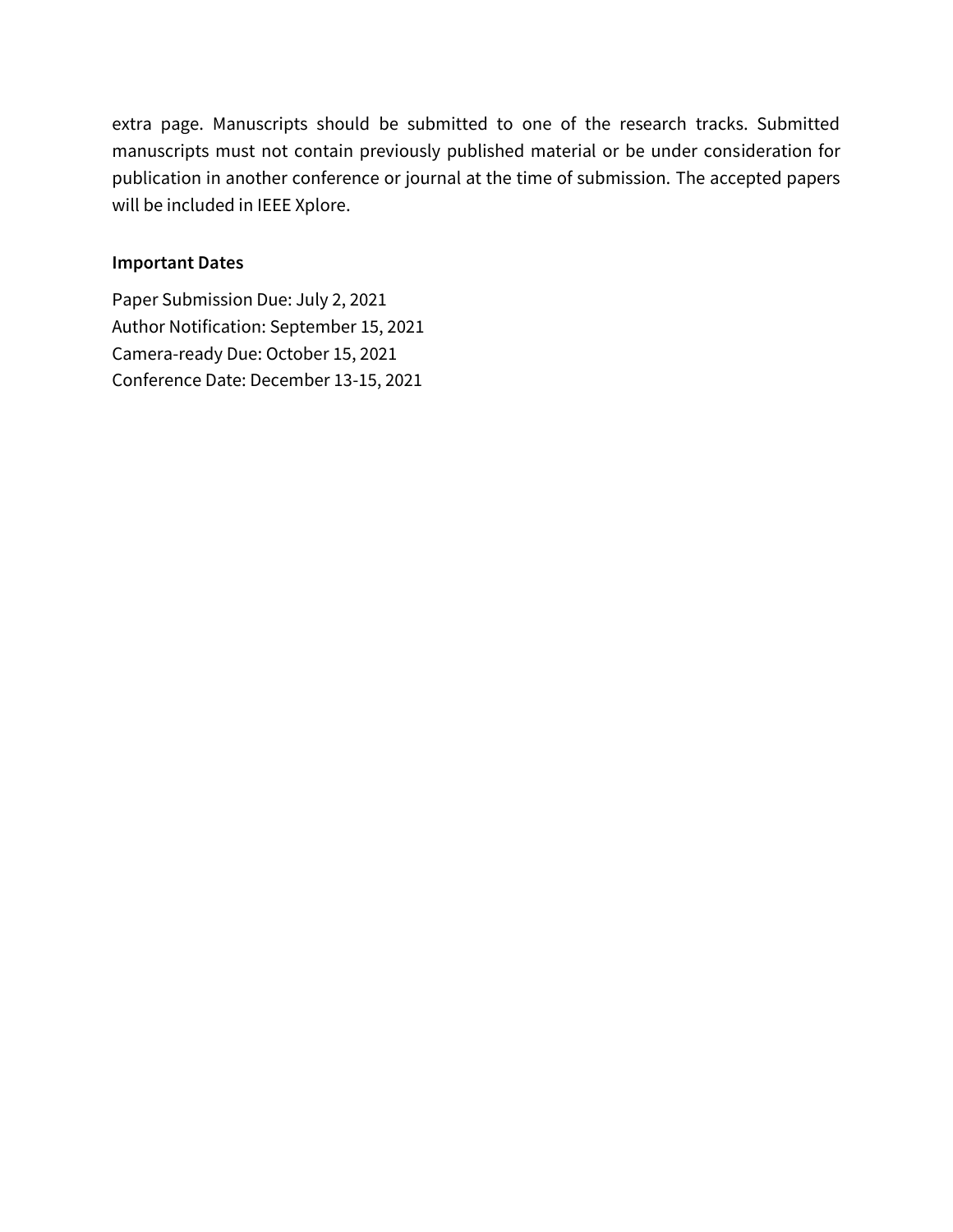extra page. Manuscripts should be submitted to one of the research tracks. Submitted manuscripts must not contain previously published material or be under consideration for publication in another conference or journal at the time of submission. The accepted papers will be included in IEEE Xplore.

**Important Dates**

Paper Submission Due: July 2, 2021
Author Notification: September 15, 2021
Camera-ready Due: October 15, 2021
Conference Date: December 13-15, 2021